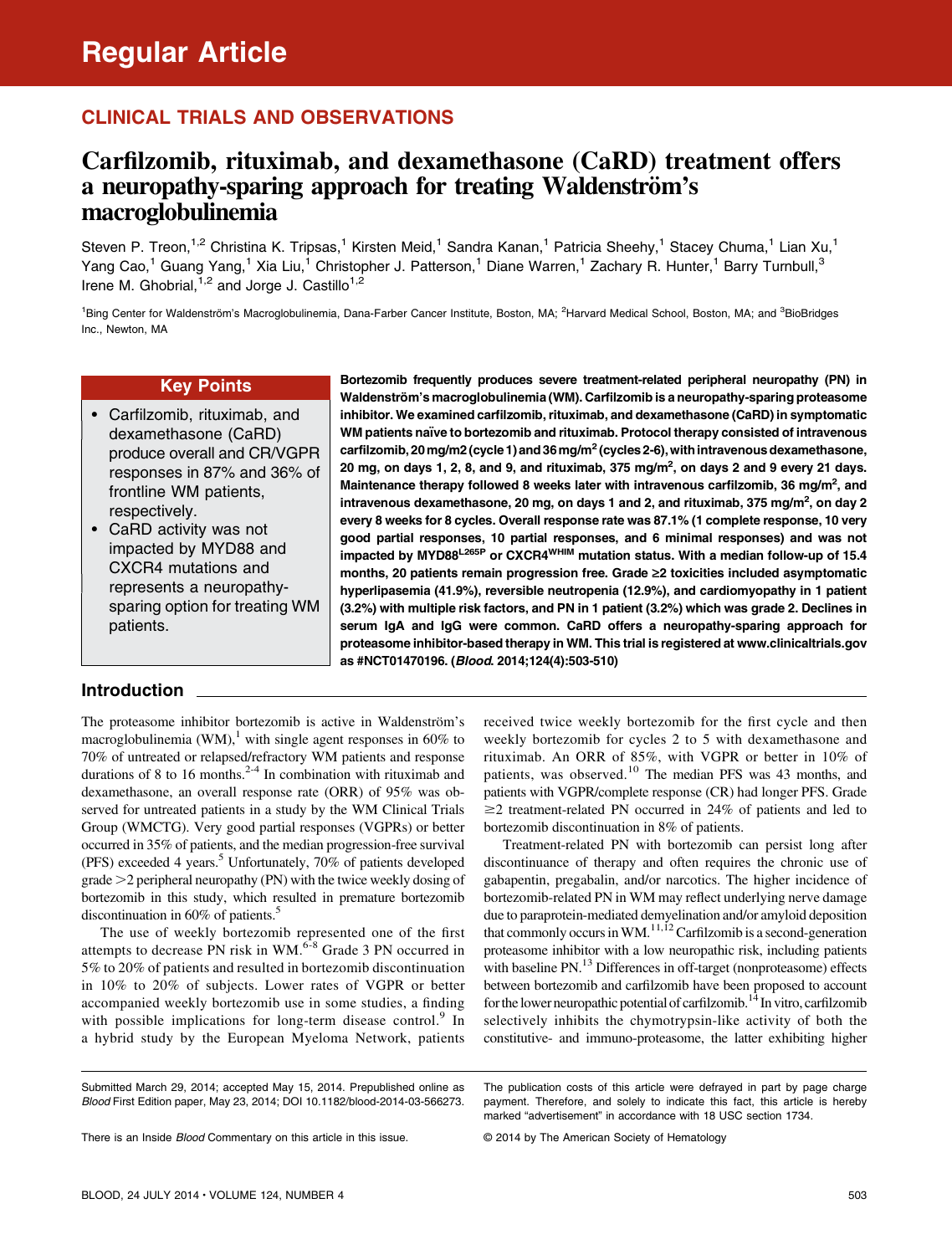Regular Article

## CLINICAL TRIALS AND OBSERVATIONS

# Carfilzomib, rituximab, and dexamethasone (CaRD) treatment offers a neuropathy-sparing approach for treating Waldenström's macroglobulinemia

Steven P. Treon,[1,2] Christina K. Tripsas,[1] Kirsten Meid,[1] Sandra Kanan,[1] Patricia Sheehy,[1] Stacey Chuma,[1] Lian Xu,[1] Yang Cao,[1] Guang Yang,[1] Xia Liu,[1] Christopher J. Patterson,[1] Diane Warren,[1] Zachary R. Hunter,[1] Barry Turnbull,[3] Irene M. Ghobrial,[1,2] and Jorge J. Castillo[1,2]

[1]Bing Center for Waldenström's Macroglobulinemia, Dana-Farber Cancer Institute, Boston, MA; [2]Harvard Medical School, Boston, MA; and [3]BioBridges Inc., Newton, MA

## Key Points

- Carfilzomib, rituximab, and dexamethasone (CaRD) produce overall and CR/VGPR responses in 87% and 36% of frontline WM patients, respectively.
- CaRD activity was not impacted by MYD88 and CXCR4 mutations and represents a neuropathy-sparing option for treating WM patients.

**Bortezomib frequently produces severe treatment-related peripheral neuropathy (PN) in Waldenström's macroglobulinemia (WM). Carfilzomib is a neuropathy-sparing proteasome inhibitor. We examined carfilzomib, rituximab, and dexamethasone (CaRD) in symptomatic WM patients naïve to bortezomib and rituximab. Protocol therapy consisted of intravenous carfilzomib, 20 mg/m2 (cycle 1) and 36 mg/m$^2$ (cycles 2-6), with intravenous dexamethasone, 20 mg, on days 1, 2, 8, and 9, and rituximab, 375 mg/m$^2$, on days 2 and 9 every 21 days. Maintenance therapy followed 8 weeks later with intravenous carfilzomib, 36 mg/m$^2$, and intravenous dexamethasone, 20 mg, on days 1 and 2, and rituximab, 375 mg/m$^2$, on day 2 every 8 weeks for 8 cycles. Overall response rate was 87.1% (1 complete response, 10 very good partial responses, 10 partial responses, and 6 minimal responses) and was not impacted by MYD88$^{L265P}$ or CXCR4$^{WHIM}$ mutation status. With a median follow-up of 15.4 months, 20 patients remain progression free. Grade ≥2 toxicities included asymptomatic hyperlipasemia (41.9%), reversible neutropenia (12.9%), and cardiomyopathy in 1 patient (3.2%) with multiple risk factors, and PN in 1 patient (3.2%) which was grade 2. Declines in serum IgA and IgG were common. CaRD offers a neuropathy-sparing approach for proteasome inhibitor-based therapy in WM. This trial is registered at www.clinicaltrials.gov as #NCT01470196. (*Blood*. 2014;124(4):503-510)**

## Introduction

The proteasome inhibitor bortezomib is active in Waldenström's macroglobulinemia (WM),[1] with single agent responses in 60% to 70% of untreated or relapsed/refractory WM patients and response durations of 8 to 16 months.[2-4] In combination with rituximab and dexamethasone, an overall response rate (ORR) of 95% was observed for untreated patients in a study by the WM Clinical Trials Group (WMCTG). Very good partial responses (VGPRs) or better occurred in 35% of patients, and the median progression-free survival (PFS) exceeded 4 years.[5] Unfortunately, 70% of patients developed grade >2 peripheral neuropathy (PN) with the twice weekly dosing of bortezomib in this study, which resulted in premature bortezomib discontinuation in 60% of patients.[5]

The use of weekly bortezomib represented one of the first attempts to decrease PN risk in WM.[6-8] Grade 3 PN occurred in 5% to 20% of patients and resulted in bortezomib discontinuation in 10% to 20% of subjects. Lower rates of VGPR or better accompanied weekly bortezomib use in some studies, a finding with possible implications for long-term disease control.[9] In a hybrid study by the European Myeloma Network, patients received twice weekly bortezomib for the first cycle and then weekly bortezomib for cycles 2 to 5 with dexamethasone and rituximab. An ORR of 85%, with VGPR or better in 10% of patients, was observed.[10] The median PFS was 43 months, and patients with VGPR/complete response (CR) had longer PFS. Grade ≥2 treatment-related PN occurred in 24% of patients and led to bortezomib discontinuation in 8% of patients.

Treatment-related PN with bortezomib can persist long after discontinuance of therapy and often requires the chronic use of gabapentin, pregabalin, and/or narcotics. The higher incidence of bortezomib-related PN in WM may reflect underlying nerve damage due to paraprotein-mediated demyelination and/or amyloid deposition that commonly occurs in WM.[11,12] Carfilzomib is a second-generation proteasome inhibitor with a low neuropathic risk, including patients with baseline PN.[13] Differences in off-target (nonproteasome) effects between bortezomib and carfilzomib have been proposed to account for the lower neuropathic potential of carfilzomib.[14] In vitro, carfilzomib selectively inhibits the chymotrypsin-like activity of both the constitutive- and immuno-proteasome, the latter exhibiting higher

Submitted March 29, 2014; accepted May 15, 2014. Prepublished online as *Blood* First Edition paper, May 23, 2014; DOI 10.1182/blood-2014-03-566273.

There is an Inside *Blood* Commentary on this article in this issue.

The publication costs of this article were defrayed in part by page charge payment. Therefore, and solely to indicate this fact, this article is hereby marked "advertisement" in accordance with 18 USC section 1734.

© 2014 by The American Society of Hematology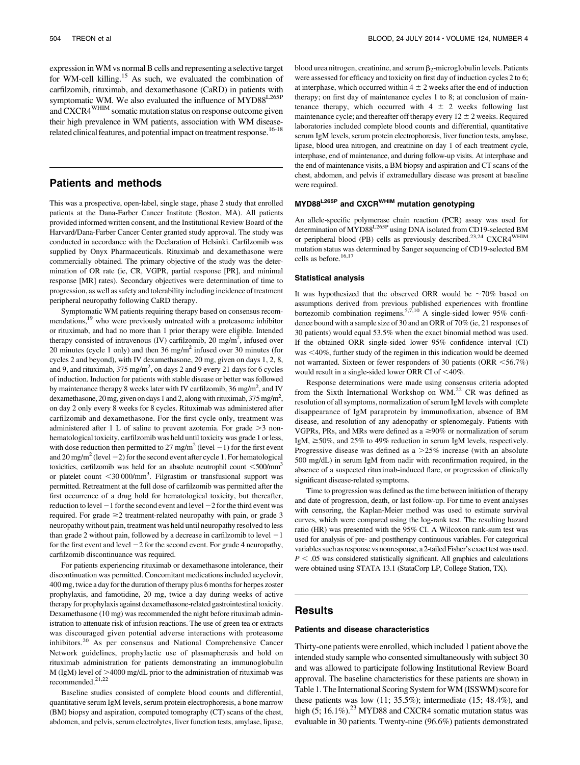expression in WM vs normal B cells and representing a selective target for WM-cell killing.[15] As such, we evaluated the combination of carfilzomib, rituximab, and dexamethasone (CaRD) in patients with symptomatic WM. We also evaluated the influence of MYD88$^{L265P}$ and CXCR4$^{WHIM}$ somatic mutation status on response outcome given their high prevalence in WM patients, association with WM disease-related clinical features, and potential impact on treatment response.[16-18]

## Patients and methods

This was a prospective, open-label, single stage, phase 2 study that enrolled patients at the Dana-Farber Cancer Institute (Boston, MA). All patients provided informed written consent, and the Institutional Review Board of the Harvard/Dana-Farber Cancer Center granted study approval. The study was conducted in accordance with the Declaration of Helsinki. Carfilzomib was supplied by Onyx Pharmaceuticals. Rituximab and dexamethasone were commercially obtained. The primary objective of the study was the determination of OR rate (ie, CR, VGPR, partial response [PR], and minimal response [MR] rates). Secondary objectives were determination of time to progression, as well as safety and tolerability including incidence of treatment peripheral neuropathy following CaRD therapy.

Symptomatic WM patients requiring therapy based on consensus recommendations,[19] who were previously untreated with a proteasome inhibitor or rituximab, and had no more than 1 prior therapy were eligible. Intended therapy consisted of intravenous (IV) carfilzomib, 20 mg/m$^2$, infused over 20 minutes (cycle 1 only) and then 36 mg/m$^2$ infused over 30 minutes (for cycles 2 and beyond), with IV dexamethasone, 20 mg, given on days 1, 2, 8, and 9, and rituximab, 375 mg/m$^2$, on days 2 and 9 every 21 days for 6 cycles of induction. Induction for patients with stable disease or better was followed by maintenance therapy 8 weeks later with IV carfilzomib, 36 mg/m$^2$, and IV dexamethasone, 20 mg, given on days 1 and 2, along with rituximab, 375 mg/m$^2$, on day 2 only every 8 weeks for 8 cycles. Rituximab was administered after carfilzomib and dexamethasone. For the first cycle only, treatment was administered after 1 L of saline to prevent azotemia. For grade >3 nonhematological toxicity, carfilzomib was held until toxicity was grade 1 or less, with dose reduction then permitted to 27 mg/m$^2$ (level −1) for the first event and 20 mg/m$^2$ (level −2) for the second event after cycle 1. For hematological toxicities, carfilzomib was held for an absolute neutrophil count <500/mm$^3$ or platelet count <30 000/mm$^3$. Filgrastim or transfusional support was permitted. Retreatment at the full dose of carfilzomib was permitted after the first occurrence of a drug hold for hematological toxicity, but thereafter, reduction to level −1 for the second event and level −2 for the third event was required. For grade ≥2 treatment-related neuropathy with pain, or grade 3 neuropathy without pain, treatment was held until neuropathy resolved to less than grade 2 without pain, followed by a decrease in carfilzomib to level −1 for the first event and level −2 for the second event. For grade 4 neuropathy, carfilzomib discontinuance was required.

For patients experiencing rituximab or dexamethasone intolerance, their discontinuation was permitted. Concomitant medications included acyclovir, 400 mg, twice a day for the duration of therapy plus 6 months for herpes zoster prophylaxis, and famotidine, 20 mg, twice a day during weeks of active therapy for prophylaxis against dexamethasone-related gastrointestinal toxicity. Dexamethasone (10 mg) was recommended the night before rituximab administration to attenuate risk of infusion reactions. The use of green tea or extracts was discouraged given potential adverse interactions with proteasome inhibitors.[20] As per consensus and National Comprehensive Cancer Network guidelines, prophylactic use of plasmapheresis and hold on rituximab administration for patients demonstrating an immunoglobulin M (IgM) level of >4000 mg/dL prior to the administration of rituximab was recommended.[21,22]

Baseline studies consisted of complete blood counts and differential, quantitative serum IgM levels, serum protein electrophoresis, a bone marrow (BM) biopsy and aspiration, computed tomography (CT) scans of the chest, abdomen, and pelvis, serum electrolytes, liver function tests, amylase, lipase, blood urea nitrogen, creatinine, and serum $\beta_2$-microglobulin levels. Patients were assessed for efficacy and toxicity on first day of induction cycles 2 to 6; at interphase, which occurred within 4 ± 2 weeks after the end of induction therapy; on first day of maintenance cycles 1 to 8; at conclusion of maintenance therapy, which occurred with 4 ± 2 weeks following last maintenance cycle; and thereafter off therapy every 12 ± 2 weeks. Required laboratories included complete blood counts and differential, quantitative serum IgM levels, serum protein electrophoresis, liver function tests, amylase, lipase, blood urea nitrogen, and creatinine on day 1 of each treatment cycle, interphase, end of maintenance, and during follow-up visits. At interphase and the end of maintenance visits, a BM biopsy and aspiration and CT scans of the chest, abdomen, and pelvis if extramedullary disease was present at baseline were required.

### MYD88$^{L265P}$ and CXCR$^{WHIM}$ mutation genotyping

An allele-specific polymerase chain reaction (PCR) assay was used for determination of MYD88$^{L265P}$ using DNA isolated from CD19-selected BM or peripheral blood (PB) cells as previously described.[23,24] CXCR4$^{WHIM}$ mutation status was determined by Sanger sequencing of CD19-selected BM cells as before.[16,17]

#### Statistical analysis

It was hypothesized that the observed ORR would be ~70% based on assumptions derived from previous published experiences with frontline bortezomib combination regimens.[5,7,10] A single-sided lower 95% confidence bound with a sample size of 30 and an ORR of 70% (ie, 21 responses of 30 patients) would equal 53.5% when the exact binomial method was used. If the obtained ORR single-sided lower 95% confidence interval (CI) was <40%, further study of the regimen in this indication would be deemed not warranted. Sixteen or fewer responders of 30 patients (ORR <56.7%) would result in a single-sided lower ORR CI of <40%.

Response determinations were made using consensus criteria adopted from the Sixth International Workshop on WM.[22] CR was defined as resolution of all symptoms, normalization of serum IgM levels with complete disappearance of IgM paraprotein by immunofixation, absence of BM disease, and resolution of any adenopathy or splenomegaly. Patients with VGPRs, PRs, and MRs were defined as a ≥90% or normalization of serum IgM, ≥50%, and 25% to 49% reduction in serum IgM levels, respectively. Progressive disease was defined as a >25% increase (with an absolute 500 mg/dL) in serum IgM from nadir with reconfirmation required, in the absence of a suspected rituximab-induced flare, or progression of clinically significant disease-related symptoms.

Time to progression was defined as the time between initiation of therapy and date of progression, death, or last follow-up. For time to event analyses with censoring, the Kaplan-Meier method was used to estimate survival curves, which were compared using the log-rank test. The resulting hazard ratio (HR) was presented with the 95% CI. A Wilcoxon rank-sum test was used for analysis of pre- and posttherapy continuous variables. For categorical variables such as response vs nonresponse, a 2-tailed Fisher's exact test was used. $P < .05$ was considered statistically significant. All graphics and calculations were obtained using STATA 13.1 (StataCorp LP, College Station, TX).

## Results

### Patients and disease characteristics

Thirty-one patients were enrolled, which included 1 patient above the intended study sample who consented simultaneously with subject 30 and was allowed to participate following Institutional Review Board approval. The baseline characteristics for these patients are shown in Table 1. The International Scoring System for WM (ISSWM) score for these patients was low (11; 35.5%); intermediate (15; 48.4%), and high (5; 16.1%).[23] MYD88 and CXCR4 somatic mutation status was evaluable in 30 patients. Twenty-nine (96.6%) patients demonstrated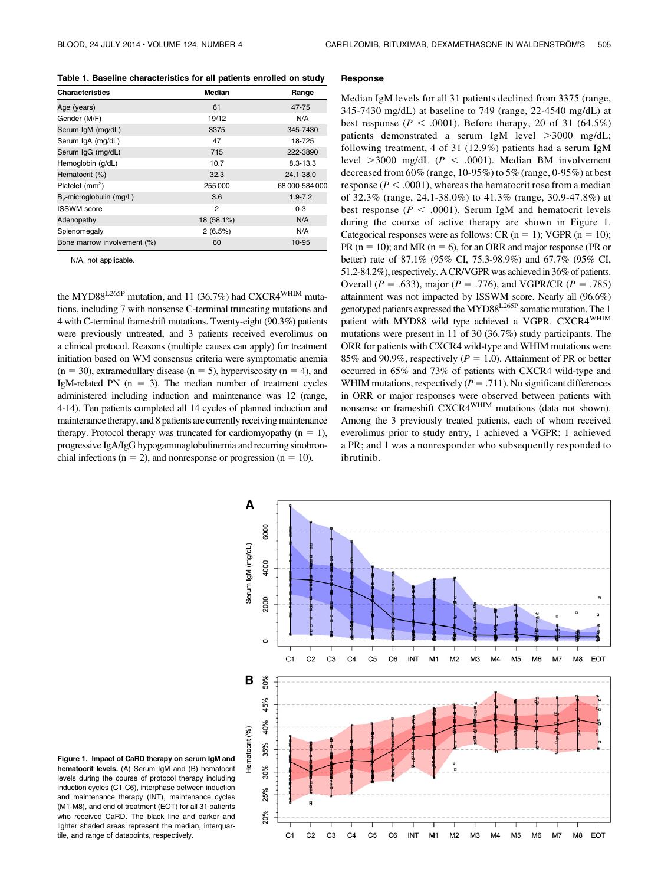**Table 1. Baseline characteristics for all patients enrolled on study**

| Characteristics | Median | Range |
|---|---|---|
| Age (years) | 61 | 47-75 |
| Gender (M/F) | 19/12 | N/A |
| Serum IgM (mg/dL) | 3375 | 345-7430 |
| Serum IgA (mg/dL) | 47 | 18-725 |
| Serum IgG (mg/dL) | 715 | 222-3890 |
| Hemoglobin (g/dL) | 10.7 | 8.3-13.3 |
| Hematocrit (%) | 32.3 | 24.1-38.0 |
| Platelet (mm$^3$) | 255 000 | 68 000-584 000 |
| $B_2$-microglobulin (mg/L) | 3.6 | 1.9-7.2 |
| ISSWM score | 2 | 0-3 |
| Adenopathy | 18 (58.1%) | N/A |
| Splenomegaly | 2 (6.5%) | N/A |
| Bone marrow involvement (%) | 60 | 10-95 |

N/A, not applicable.

the MYD88$^{L265P}$ mutation, and 11 (36.7%) had CXCR4$^{WHIM}$ mutations, including 7 with nonsense C-terminal truncating mutations and 4 with C-terminal frameshift mutations. Twenty-eight (90.3%) patients were previously untreated, and 3 patients received everolimus on a clinical protocol. Reasons (multiple causes can apply) for treatment initiation based on WM consensus criteria were symptomatic anemia (n = 30), extramedullary disease (n = 5), hyperviscosity (n = 4), and IgM-related PN (n = 3). The median number of treatment cycles administered including induction and maintenance was 12 (range, 4-14). Ten patients completed all 14 cycles of planned induction and maintenance therapy, and 8 patients are currently receiving maintenance therapy. Protocol therapy was truncated for cardiomyopathy (n = 1), progressive IgA/IgG hypogammaglobulinemia and recurring sinobronchial infections (n = 2), and nonresponse or progression (n = 10).

## Response

Median IgM levels for all 31 patients declined from 3375 (range, 345-7430 mg/dL) at baseline to 749 (range, 22-4540 mg/dL) at best response ($P < .0001$). Before therapy, 20 of 31 (64.5%) patients demonstrated a serum IgM level >3000 mg/dL; following treatment, 4 of 31 (12.9%) patients had a serum IgM level >3000 mg/dL ($P < .0001$). Median BM involvement decreased from 60% (range, 10-95%) to 5% (range, 0-95%) at best response ($P < .0001$), whereas the hematocrit rose from a median of 32.3% (range, 24.1-38.0%) to 41.3% (range, 30.9-47.8%) at best response ($P < .0001$). Serum IgM and hematocrit levels during the course of active therapy are shown in Figure 1. Categorical responses were as follows: CR (n = 1); VGPR (n = 10); PR (n = 10); and MR (n = 6), for an ORR and major response (PR or better) rate of 87.1% (95% CI, 75.3-98.9%) and 67.7% (95% CI, 51.2-84.2%), respectively. A CR/VGPR was achieved in 36% of patients. Overall ($P = .633$), major ($P = .776$), and VGPR/CR ($P = .785$) attainment was not impacted by ISSWM score. Nearly all (96.6%) genotyped patients expressed the MYD88$^{L265P}$ somatic mutation. The 1 patient with MYD88 wild type achieved a VGPR. CXCR4$^{WHIM}$ mutations were present in 11 of 30 (36.7%) study participants. The ORR for patients with CXCR4 wild-type and WHIM mutations were 85% and 90.9%, respectively ($P = 1.0$). Attainment of PR or better occurred in 65% and 73% of patients with CXCR4 wild-type and WHIM mutations, respectively ($P = .711$). No significant differences in ORR or major responses were observed between patients with nonsense or frameshift CXCR4$^{WHIM}$ mutations (data not shown). Among the 3 previously treated patients, each of whom received everolimus prior to study entry, 1 achieved a VGPR; 1 achieved a PR; and 1 was a nonresponder who subsequently responded to ibrutinib.

**Figure 1. Impact of CaRD therapy on serum IgM and hematocrit levels.** (A) Serum IgM and (B) hematocrit levels during the course of protocol therapy including induction cycles (C1-C6), interphase between induction and maintenance therapy (INT), maintenance cycles (M1-M8), and end of treatment (EOT) for all 31 patients who received CaRD. The black line and darker and lighter shaded areas represent the median, interquartile, and range of datapoints, respectively.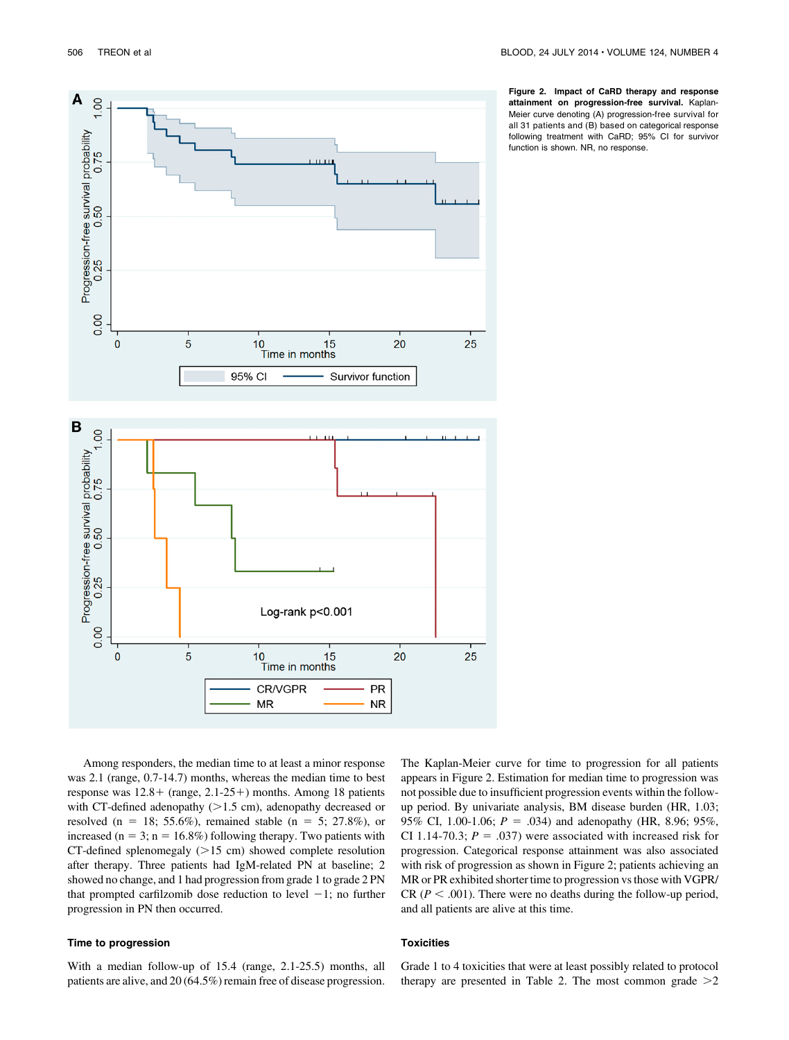**Figure 2. Impact of CaRD therapy and response attainment on progression-free survival.** Kaplan-Meier curve denoting (A) progression-free survival for all 31 patients and (B) based on categorical response following treatment with CaRD; 95% CI for survivor function is shown. NR, no response.

Among responders, the median time to at least a minor response was 2.1 (range, 0.7-14.7) months, whereas the median time to best response was 12.8+ (range, 2.1-25+) months. Among 18 patients with CT-defined adenopathy (>1.5 cm), adenopathy decreased or resolved (n = 18; 55.6%), remained stable (n = 5; 27.8%), or increased (n = 3; n = 16.8%) following therapy. Two patients with CT-defined splenomegaly (>15 cm) showed complete resolution after therapy. Three patients had IgM-related PN at baseline; 2 showed no change, and 1 had progression from grade 1 to grade 2 PN that prompted carfilzomib dose reduction to level −1; no further progression in PN then occurred.

### Time to progression

With a median follow-up of 15.4 (range, 2.1-25.5) months, all patients are alive, and 20 (64.5%) remain free of disease progression. The Kaplan-Meier curve for time to progression for all patients appears in Figure 2. Estimation for median time to progression was not possible due to insufficient progression events within the follow-up period. By univariate analysis, BM disease burden (HR, 1.03; 95% CI, 1.00-1.06; $P$ = .034) and adenopathy (HR, 8.96; 95%, CI 1.14-70.3; $P$ = .037) were associated with increased risk for progression. Categorical response attainment was also associated with risk of progression as shown in Figure 2; patients achieving an MR or PR exhibited shorter time to progression vs those with VGPR/CR ($P$ < .001). There were no deaths during the follow-up period, and all patients are alive at this time.

### Toxicities

Grade 1 to 4 toxicities that were at least possibly related to protocol therapy are presented in Table 2. The most common grade >2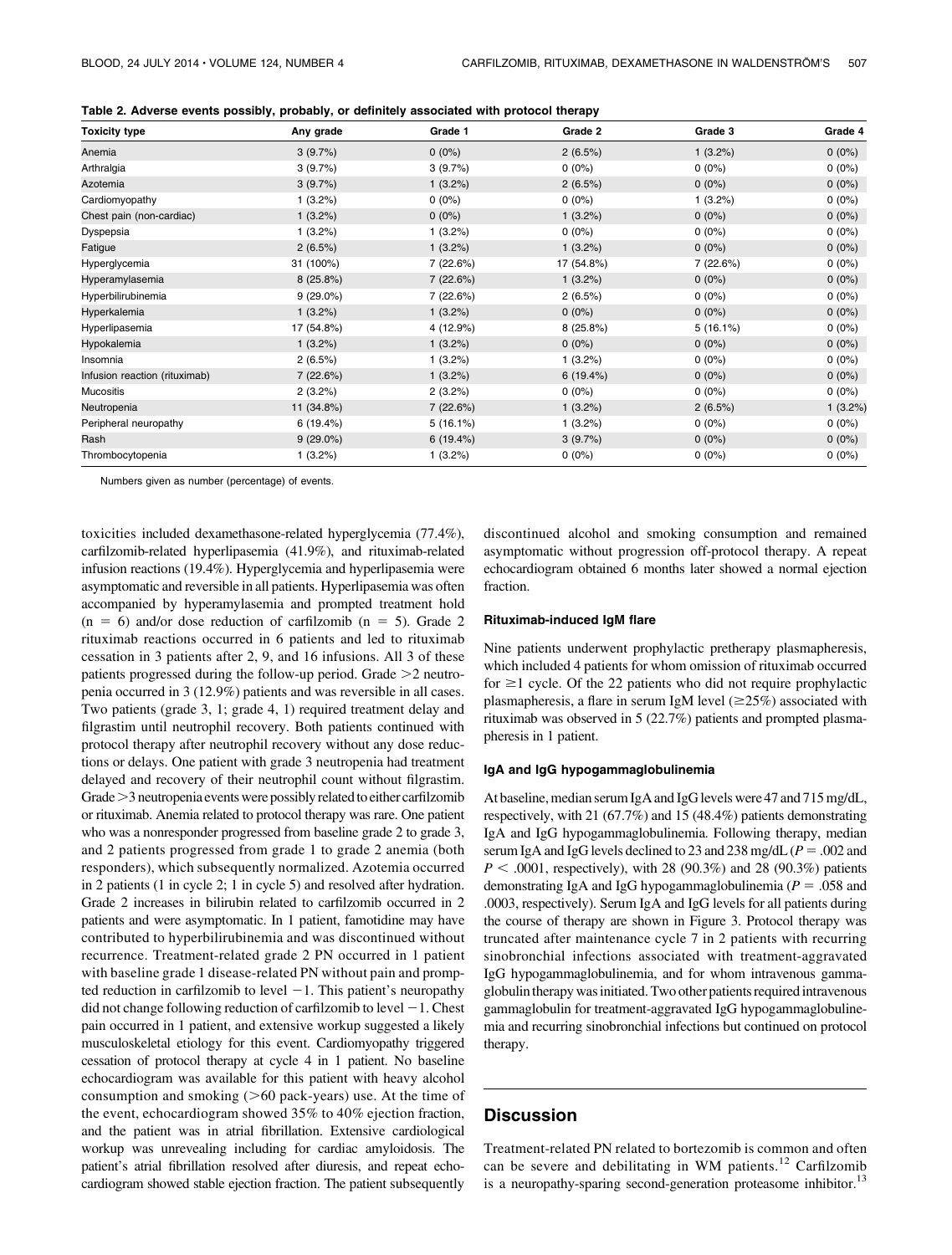**Table 2. Adverse events possibly, probably, or definitely associated with protocol therapy**

| Toxicity type | Any grade | Grade 1 | Grade 2 | Grade 3 | Grade 4 |
|---|---|---|---|---|---|
| Anemia | 3 (9.7%) | 0 (0%) | 2 (6.5%) | 1 (3.2%) | 0 (0%) |
| Arthralgia | 3 (9.7%) | 3 (9.7%) | 0 (0%) | 0 (0%) | 0 (0%) |
| Azotemia | 3 (9.7%) | 1 (3.2%) | 2 (6.5%) | 0 (0%) | 0 (0%) |
| Cardiomyopathy | 1 (3.2%) | 0 (0%) | 0 (0%) | 1 (3.2%) | 0 (0%) |
| Chest pain (non-cardiac) | 1 (3.2%) | 0 (0%) | 1 (3.2%) | 0 (0%) | 0 (0%) |
| Dyspepsia | 1 (3.2%) | 1 (3.2%) | 0 (0%) | 0 (0%) | 0 (0%) |
| Fatigue | 2 (6.5%) | 1 (3.2%) | 1 (3.2%) | 0 (0%) | 0 (0%) |
| Hyperglycemia | 31 (100%) | 7 (22.6%) | 17 (54.8%) | 7 (22.6%) | 0 (0%) |
| Hyperamylasemia | 8 (25.8%) | 7 (22.6%) | 1 (3.2%) | 0 (0%) | 0 (0%) |
| Hyperbilirubinemia | 9 (29.0%) | 7 (22.6%) | 2 (6.5%) | 0 (0%) | 0 (0%) |
| Hyperkalemia | 1 (3.2%) | 1 (3.2%) | 0 (0%) | 0 (0%) | 0 (0%) |
| Hyperlipasemia | 17 (54.8%) | 4 (12.9%) | 8 (25.8%) | 5 (16.1%) | 0 (0%) |
| Hypokalemia | 1 (3.2%) | 1 (3.2%) | 0 (0%) | 0 (0%) | 0 (0%) |
| Insomnia | 2 (6.5%) | 1 (3.2%) | 1 (3.2%) | 0 (0%) | 0 (0%) |
| Infusion reaction (rituximab) | 7 (22.6%) | 1 (3.2%) | 6 (19.4%) | 0 (0%) | 0 (0%) |
| Mucositis | 2 (3.2%) | 2 (3.2%) | 0 (0%) | 0 (0%) | 0 (0%) |
| Neutropenia | 11 (34.8%) | 7 (22.6%) | 1 (3.2%) | 2 (6.5%) | 1 (3.2%) |
| Peripheral neuropathy | 6 (19.4%) | 5 (16.1%) | 1 (3.2%) | 0 (0%) | 0 (0%) |
| Rash | 9 (29.0%) | 6 (19.4%) | 3 (9.7%) | 0 (0%) | 0 (0%) |
| Thrombocytopenia | 1 (3.2%) | 1 (3.2%) | 0 (0%) | 0 (0%) | 0 (0%) |

Numbers given as number (percentage) of events.

toxicities included dexamethasone-related hyperglycemia (77.4%), carfilzomib-related hyperlipasemia (41.9%), and rituximab-related infusion reactions (19.4%). Hyperglycemia and hyperlipasemia were asymptomatic and reversible in all patients. Hyperlipasemia was often accompanied by hyperamylasemia and prompted treatment hold ($n = 6$) and/or dose reduction of carfilzomib ($n = 5$). Grade 2 rituximab reactions occurred in 6 patients and led to rituximab cessation in 3 patients after 2, 9, and 16 infusions. All 3 of these patients progressed during the follow-up period. Grade >2 neutropenia occurred in 3 (12.9%) patients and was reversible in all cases. Two patients (grade 3, 1; grade 4, 1) required treatment delay and filgrastim until neutrophil recovery. Both patients continued with protocol therapy after neutrophil recovery without any dose reductions or delays. One patient with grade 3 neutropenia had treatment delayed and recovery of their neutrophil count without filgrastim. Grade >3 neutropenia events were possibly related to either carfilzomib or rituximab. Anemia related to protocol therapy was rare. One patient who was a nonresponder progressed from baseline grade 2 to grade 3, and 2 patients progressed from grade 1 to grade 2 anemia (both responders), which subsequently normalized. Azotemia occurred in 2 patients (1 in cycle 2; 1 in cycle 5) and resolved after hydration. Grade 2 increases in bilirubin related to carfilzomib occurred in 2 patients and were asymptomatic. In 1 patient, famotidine may have contributed to hyperbilirubinemia and was discontinued without recurrence. Treatment-related grade 2 PN occurred in 1 patient with baseline grade 1 disease-related PN without pain and prompted reduction in carfilzomib to level −1. This patient's neuropathy did not change following reduction of carfilzomib to level −1. Chest pain occurred in 1 patient, and extensive workup suggested a likely musculoskeletal etiology for this event. Cardiomyopathy triggered cessation of protocol therapy at cycle 4 in 1 patient. No baseline echocardiogram was available for this patient with heavy alcohol consumption and smoking (>60 pack-years) use. At the time of the event, echocardiogram showed 35% to 40% ejection fraction, and the patient was in atrial fibrillation. Extensive cardiological workup was unrevealing including for cardiac amyloidosis. The patient's atrial fibrillation resolved after diuresis, and repeat echocardiogram showed stable ejection fraction. The patient subsequently discontinued alcohol and smoking consumption and remained asymptomatic without progression off-protocol therapy. A repeat echocardiogram obtained 6 months later showed a normal ejection fraction.

#### Rituximab-induced IgM flare

Nine patients underwent prophylactic pretherapy plasmapheresis, which included 4 patients for whom omission of rituximab occurred for ≥1 cycle. Of the 22 patients who did not require prophylactic plasmapheresis, a flare in serum IgM level (≥25%) associated with rituximab was observed in 5 (22.7%) patients and prompted plasmapheresis in 1 patient.

#### IgA and IgG hypogammaglobulinemia

At baseline, median serum IgA and IgG levels were 47 and 715 mg/dL, respectively, with 21 (67.7%) and 15 (48.4%) patients demonstrating IgA and IgG hypogammaglobulinemia. Following therapy, median serum IgA and IgG levels declined to 23 and 238 mg/dL ($P = .002$ and $P < .0001$, respectively), with 28 (90.3%) and 28 (90.3%) patients demonstrating IgA and IgG hypogammaglobulinemia ($P = .058$ and .0003, respectively). Serum IgA and IgG levels for all patients during the course of therapy are shown in Figure 3. Protocol therapy was truncated after maintenance cycle 7 in 2 patients with recurring sinobronchial infections associated with treatment-aggravated IgG hypogammaglobulinemia, and for whom intravenous gammaglobulin therapy was initiated. Two other patients required intravenous gammaglobulin for treatment-aggravated IgG hypogammaglobulinemia and recurring sinobronchial infections but continued on protocol therapy.

## Discussion

Treatment-related PN related to bortezomib is common and often can be severe and debilitating in WM patients.[12] Carfilzomib is a neuropathy-sparing second-generation proteasome inhibitor.[13]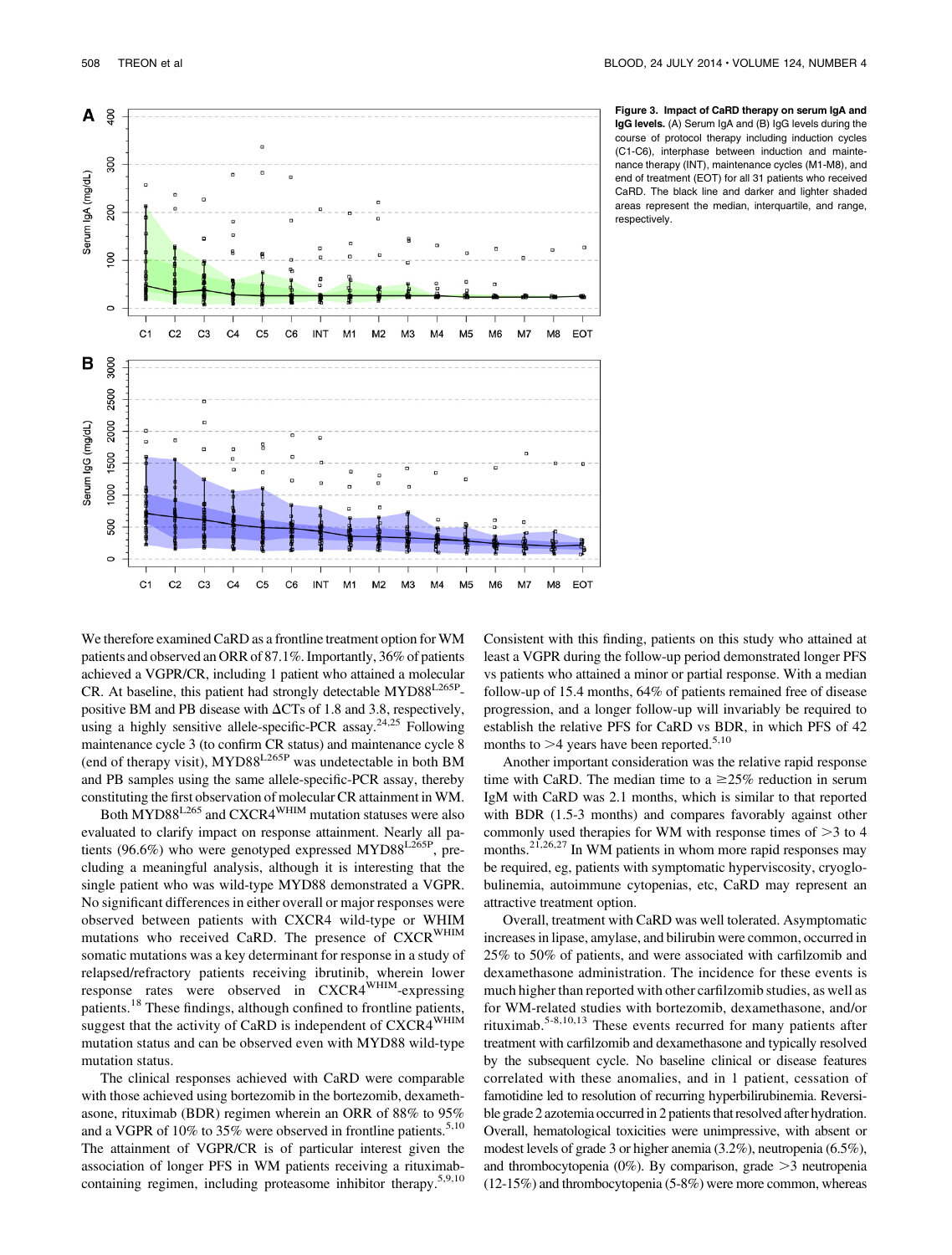**Figure 3. Impact of CaRD therapy on serum IgA and IgG levels.** (A) Serum IgA and (B) IgG levels during the course of protocol therapy including induction cycles (C1-C6), interphase between induction and maintenance therapy (INT), maintenance cycles (M1-M8), and end of treatment (EOT) for all 31 patients who received CaRD. The black line and darker and lighter shaded areas represent the median, interquartile, and range, respectively.

We therefore examined CaRD as a frontline treatment option for WM patients and observed an ORR of 87.1%. Importantly, 36% of patients achieved a VGPR/CR, including 1 patient who attained a molecular CR. At baseline, this patient had strongly detectable MYD88$^{L265P}$-positive BM and PB disease with ΔCTs of 1.8 and 3.8, respectively, using a highly sensitive allele-specific-PCR assay.[24,25] Following maintenance cycle 3 (to confirm CR status) and maintenance cycle 8 (end of therapy visit), MYD88$^{L265P}$ was undetectable in both BM and PB samples using the same allele-specific-PCR assay, thereby constituting the first observation of molecular CR attainment in WM.

Both MYD88$^{L265}$ and CXCR4$^{WHIM}$ mutation statuses were also evaluated to clarify impact on response attainment. Nearly all patients (96.6%) who were genotyped expressed MYD88$^{L265P}$, precluding a meaningful analysis, although it is interesting that the single patient who was wild-type MYD88 demonstrated a VGPR. No significant differences in either overall or major responses were observed between patients with CXCR4 wild-type or WHIM mutations who received CaRD. The presence of CXCR$^{WHIM}$ somatic mutations was a key determinant for response in a study of relapsed/refractory patients receiving ibrutinib, wherein lower response rates were observed in CXCR4$^{WHIM}$-expressing patients.[18] These findings, although confined to frontline patients, suggest that the activity of CaRD is independent of CXCR4$^{WHIM}$ mutation status and can be observed even with MYD88 wild-type mutation status.

The clinical responses achieved with CaRD were comparable with those achieved using bortezomib in the bortezomib, dexamethasone, rituximab (BDR) regimen wherein an ORR of 88% to 95% and a VGPR of 10% to 35% were observed in frontline patients.[5,10] The attainment of VGPR/CR is of particular interest given the association of longer PFS in WM patients receiving a rituximab-containing regimen, including proteasome inhibitor therapy.[5,9,10] Consistent with this finding, patients on this study who attained at least a VGPR during the follow-up period demonstrated longer PFS vs patients who attained a minor or partial response. With a median follow-up of 15.4 months, 64% of patients remained free of disease progression, and a longer follow-up will invariably be required to establish the relative PFS for CaRD vs BDR, in which PFS of 42 months to >4 years have been reported.[5,10]

Another important consideration was the relative rapid response time with CaRD. The median time to a ≥25% reduction in serum IgM with CaRD was 2.1 months, which is similar to that reported with BDR (1.5-3 months) and compares favorably against other commonly used therapies for WM with response times of >3 to 4 months.[21,26,27] In WM patients in whom more rapid responses may be required, eg, patients with symptomatic hyperviscosity, cryoglobulinemia, autoimmune cytopenias, etc, CaRD may represent an attractive treatment option.

Overall, treatment with CaRD was well tolerated. Asymptomatic increases in lipase, amylase, and bilirubin were common, occurred in 25% to 50% of patients, and were associated with carfilzomib and dexamethasone administration. The incidence for these events is much higher than reported with other carfilzomib studies, as well as for WM-related studies with bortezomib, dexamethasone, and/or rituximab.[5-8,10,13] These events recurred for many patients after treatment with carfilzomib and dexamethasone and typically resolved by the subsequent cycle. No baseline clinical or disease features correlated with these anomalies, and in 1 patient, cessation of famotidine led to resolution of recurring hyperbilirubinemia. Reversible grade 2 azotemia occurred in 2 patients that resolved after hydration. Overall, hematological toxicities were unimpressive, with absent or modest levels of grade 3 or higher anemia (3.2%), neutropenia (6.5%), and thrombocytopenia (0%). By comparison, grade >3 neutropenia (12-15%) and thrombocytopenia (5-8%) were more common, whereas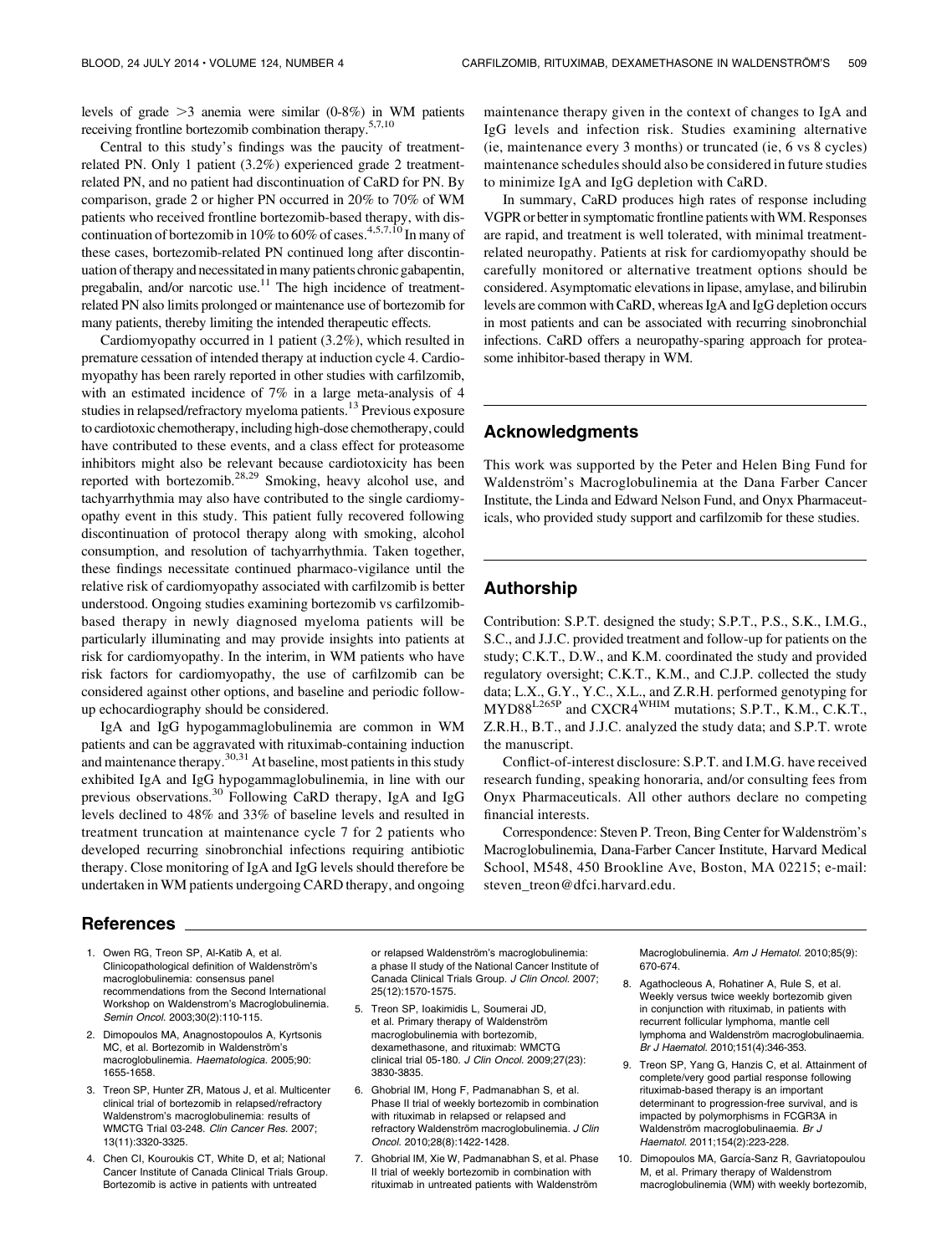levels of grade >3 anemia were similar (0-8%) in WM patients receiving frontline bortezomib combination therapy.[5,7,10]

Central to this study's findings was the paucity of treatment-related PN. Only 1 patient (3.2%) experienced grade 2 treatment-related PN, and no patient had discontinuation of CaRD for PN. By comparison, grade 2 or higher PN occurred in 20% to 70% of WM patients who received frontline bortezomib-based therapy, with discontinuation of bortezomib in 10% to 60% of cases.[4,5,7,10] In many of these cases, bortezomib-related PN continued long after discontinuation of therapy and necessitated in many patients chronic gabapentin, pregabalin, and/or narcotic use.[11] The high incidence of treatment-related PN also limits prolonged or maintenance use of bortezomib for many patients, thereby limiting the intended therapeutic effects.

Cardiomyopathy occurred in 1 patient (3.2%), which resulted in premature cessation of intended therapy at induction cycle 4. Cardiomyopathy has been rarely reported in other studies with carfilzomib, with an estimated incidence of 7% in a large meta-analysis of 4 studies in relapsed/refractory myeloma patients.[13] Previous exposure to cardiotoxic chemotherapy, including high-dose chemotherapy, could have contributed to these events, and a class effect for proteasome inhibitors might also be relevant because cardiotoxicity has been reported with bortezomib.[28,29] Smoking, heavy alcohol use, and tachyarrhythmia may also have contributed to the single cardiomyopathy event in this study. This patient fully recovered following discontinuation of protocol therapy along with smoking, alcohol consumption, and resolution of tachyarrhythmia. Taken together, these findings necessitate continued pharmaco-vigilance until the relative risk of cardiomyopathy associated with carfilzomib is better understood. Ongoing studies examining bortezomib vs carfilzomib-based therapy in newly diagnosed myeloma patients will be particularly illuminating and may provide insights into patients at risk for cardiomyopathy. In the interim, in WM patients who have risk factors for cardiomyopathy, the use of carfilzomib can be considered against other options, and baseline and periodic follow-up echocardiography should be considered.

IgA and IgG hypogammaglobulinemia are common in WM patients and can be aggravated with rituximab-containing induction and maintenance therapy.[30,31] At baseline, most patients in this study exhibited IgA and IgG hypogammaglobulinemia, in line with our previous observations.[30] Following CaRD therapy, IgA and IgG levels declined to 48% and 33% of baseline levels and resulted in treatment truncation at maintenance cycle 7 for 2 patients who developed recurring sinobronchial infections requiring antibiotic therapy. Close monitoring of IgA and IgG levels should therefore be undertaken in WM patients undergoing CARD therapy, and ongoing maintenance therapy given in the context of changes to IgA and IgG levels and infection risk. Studies examining alternative (ie, maintenance every 3 months) or truncated (ie, 6 vs 8 cycles) maintenance schedules should also be considered in future studies to minimize IgA and IgG depletion with CaRD.

In summary, CaRD produces high rates of response including VGPR or better in symptomatic frontline patients with WM. Responses are rapid, and treatment is well tolerated, with minimal treatment-related neuropathy. Patients at risk for cardiomyopathy should be carefully monitored or alternative treatment options should be considered. Asymptomatic elevations in lipase, amylase, and bilirubin levels are common with CaRD, whereas IgA and IgG depletion occurs in most patients and can be associated with recurring sinobronchial infections. CaRD offers a neuropathy-sparing approach for proteasome inhibitor-based therapy in WM.

## Acknowledgments

This work was supported by the Peter and Helen Bing Fund for Waldenström's Macroglobulinemia at the Dana Farber Cancer Institute, the Linda and Edward Nelson Fund, and Onyx Pharmaceuticals, who provided study support and carfilzomib for these studies.

## Authorship

Contribution: S.P.T. designed the study; S.P.T., P.S., S.K., I.M.G., S.C., and J.J.C. provided treatment and follow-up for patients on the study; C.K.T., D.W., and K.M. coordinated the study and provided regulatory oversight; C.K.T., K.M., and C.J.P. collected the study data; L.X., G.Y., Y.C., X.L., and Z.R.H. performed genotyping for $MYD88^{L265P}$ and $CXCR4^{WHIM}$ mutations; S.P.T., K.M., C.K.T., Z.R.H., B.T., and J.J.C. analyzed the study data; and S.P.T. wrote the manuscript.

Conflict-of-interest disclosure: S.P.T. and I.M.G. have received research funding, speaking honoraria, and/or consulting fees from Onyx Pharmaceuticals. All other authors declare no competing financial interests.

Correspondence: Steven P. Treon, Bing Center for Waldenström's Macroglobulinemia, Dana-Farber Cancer Institute, Harvard Medical School, M548, 450 Brookline Ave, Boston, MA 02215; e-mail: steven_treon@dfci.harvard.edu.

## References

1. Owen RG, Treon SP, Al-Katib A, et al. Clinicopathological definition of Waldenström's macroglobulinemia: consensus panel recommendations from the Second International Workshop on Waldenstrom's Macroglobulinemia. *Semin Oncol.* 2003;30(2):110-115.
2. Dimopoulos MA, Anagnostopoulos A, Kyrtsonis MC, et al. Bortezomib in Waldenström's macroglobulinemia. *Haematologica.* 2005;90: 1655-1658.
3. Treon SP, Hunter ZR, Matous J, et al. Multicenter clinical trial of bortezomib in relapsed/refractory Waldenstrom's macroglobulinemia: results of WMCTG Trial 03-248. *Clin Cancer Res.* 2007; 13(11):3320-3325.
4. Chen CI, Kouroukis CT, White D, et al; National Cancer Institute of Canada Clinical Trials Group. Bortezomib is active in patients with untreated or relapsed Waldenström's macroglobulinemia: a phase II study of the National Cancer Institute of Canada Clinical Trials Group. *J Clin Oncol.* 2007; 25(12):1570-1575.
5. Treon SP, Ioakimidis L, Soumerai JD, et al. Primary therapy of Waldenström macroglobulinemia with bortezomib, dexamethasone, and rituximab: WMCTG clinical trial 05-180. *J Clin Oncol.* 2009;27(23): 3830-3835.
6. Ghobrial IM, Hong F, Padmanabhan S, et al. Phase II trial of weekly bortezomib in combination with rituximab in relapsed or relapsed and refractory Waldenström macroglobulinemia. *J Clin Oncol.* 2010;28(8):1422-1428.
7. Ghobrial IM, Xie W, Padmanabhan S, et al. Phase II trial of weekly bortezomib in combination with rituximab in untreated patients with Waldenström Macroglobulinemia. *Am J Hematol.* 2010;85(9): 670-674.
8. Agathocleous A, Rohatiner A, Rule S, et al. Weekly versus twice weekly bortezomib given in conjunction with rituximab, in patients with recurrent follicular lymphoma, mantle cell lymphoma and Waldenström macroglobulinaemia. *Br J Haematol.* 2010;151(4):346-353.
9. Treon SP, Yang G, Hanzis C, et al. Attainment of complete/very good partial response following rituximab-based therapy is an important determinant to progression-free survival, and is impacted by polymorphisms in FCGR3A in Waldenström macroglobulinaemia. *Br J Haematol.* 2011;154(2):223-228.
10. Dimopoulos MA, García-Sanz R, Gavriatopoulou M, et al. Primary therapy of Waldenstrom macroglobulinemia (WM) with weekly bortezomib,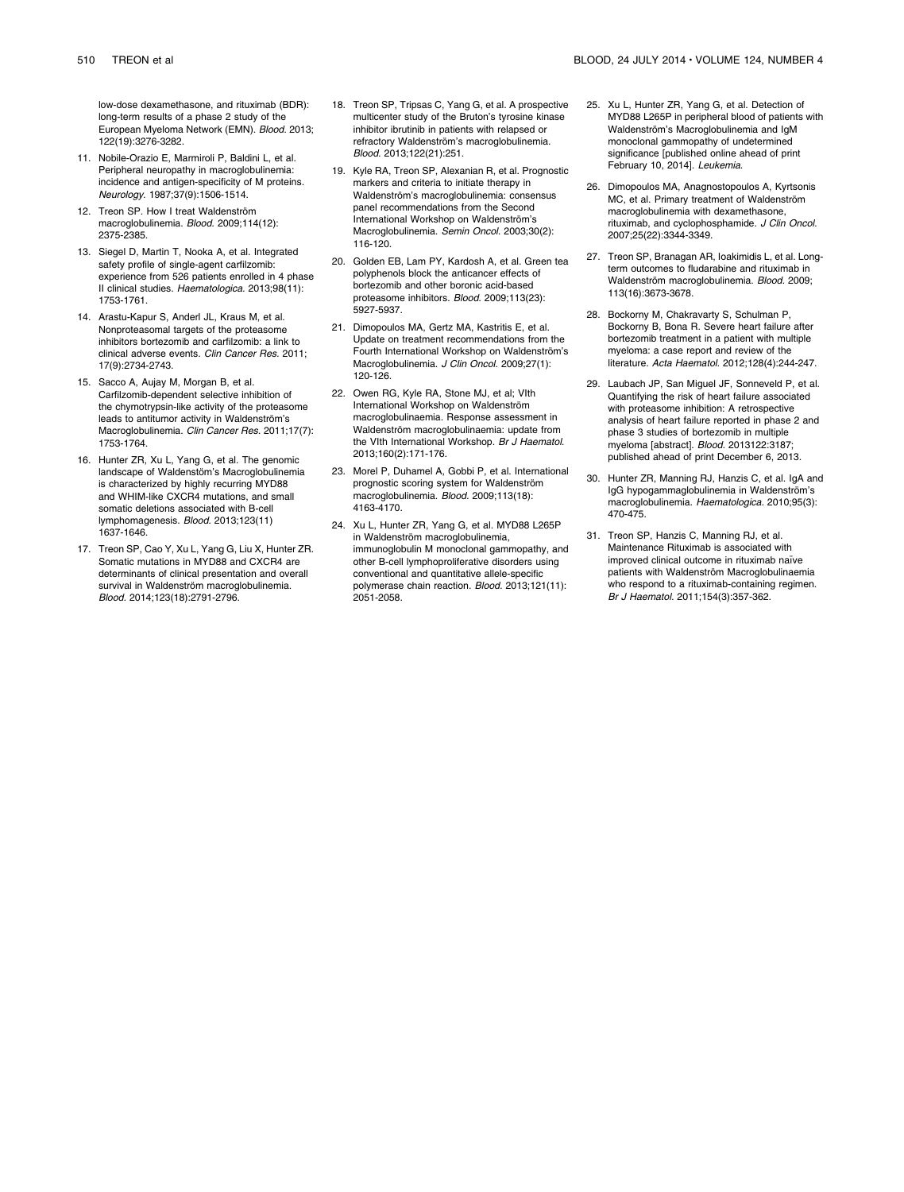low-dose dexamethasone, and rituximab (BDR): long-term results of a phase 2 study of the European Myeloma Network (EMN). *Blood.* 2013; 122(19):3276-3282.

11. Nobile-Orazio E, Marmiroli P, Baldini L, et al. Peripheral neuropathy in macroglobulinemia: incidence and antigen-specificity of M proteins. *Neurology.* 1987;37(9):1506-1514.

12. Treon SP. How I treat Waldenström macroglobulinemia. *Blood.* 2009;114(12): 2375-2385.

13. Siegel D, Martin T, Nooka A, et al. Integrated safety profile of single-agent carfilzomib: experience from 526 patients enrolled in 4 phase II clinical studies. *Haematologica.* 2013;98(11): 1753-1761.

14. Arastu-Kapur S, Anderl JL, Kraus M, et al. Nonproteasomal targets of the proteasome inhibitors bortezomib and carfilzomib: a link to clinical adverse events. *Clin Cancer Res.* 2011; 17(9):2734-2743.

15. Sacco A, Aujay M, Morgan B, et al. Carfilzomib-dependent selective inhibition of the chymotrypsin-like activity of the proteasome leads to antitumor activity in Waldenström's Macroglobulinemia. *Clin Cancer Res.* 2011;17(7): 1753-1764.

16. Hunter ZR, Xu L, Yang G, et al. The genomic landscape of Waldenstöm's Macroglobulinemia is characterized by highly recurring MYD88 and WHIM-like CXCR4 mutations, and small somatic deletions associated with B-cell lymphomagenesis. *Blood.* 2013;123(11) 1637-1646.

17. Treon SP, Cao Y, Xu L, Yang G, Liu X, Hunter ZR. Somatic mutations in MYD88 and CXCR4 are determinants of clinical presentation and overall survival in Waldenström macroglobulinemia. *Blood.* 2014;123(18):2791-2796.

18. Treon SP, Tripsas C, Yang G, et al. A prospective multicenter study of the Bruton's tyrosine kinase inhibitor ibrutinib in patients with relapsed or refractory Waldenström's macroglobulinemia. *Blood.* 2013;122(21):251.

19. Kyle RA, Treon SP, Alexanian R, et al. Prognostic markers and criteria to initiate therapy in Waldenström's macroglobulinemia: consensus panel recommendations from the Second International Workshop on Waldenström's Macroglobulinemia. *Semin Oncol.* 2003;30(2): 116-120.

20. Golden EB, Lam PY, Kardosh A, et al. Green tea polyphenols block the anticancer effects of bortezomib and other boronic acid-based proteasome inhibitors. *Blood.* 2009;113(23): 5927-5937.

21. Dimopoulos MA, Gertz MA, Kastritis E, et al. Update on treatment recommendations from the Fourth International Workshop on Waldenström's Macroglobulinemia. *J Clin Oncol.* 2009;27(1): 120-126.

22. Owen RG, Kyle RA, Stone MJ, et al; VIth International Workshop on Waldenström macroglobulinaemia. Response assessment in Waldenström macroglobulinaemia: update from the VIth International Workshop. *Br J Haematol.* 2013;160(2):171-176.

23. Morel P, Duhamel A, Gobbi P, et al. International prognostic scoring system for Waldenström macroglobulinemia. *Blood.* 2009;113(18): 4163-4170.

24. Xu L, Hunter ZR, Yang G, et al. MYD88 L265P in Waldenström macroglobulinemia, immunoglobulin M monoclonal gammopathy, and other B-cell lymphoproliferative disorders using conventional and quantitative allele-specific polymerase chain reaction. *Blood.* 2013;121(11): 2051-2058.

25. Xu L, Hunter ZR, Yang G, et al. Detection of MYD88 L265P in peripheral blood of patients with Waldenström's Macroglobulinemia and IgM monoclonal gammopathy of undetermined significance [published online ahead of print February 10, 2014]. *Leukemia.*

26. Dimopoulos MA, Anagnostopoulos A, Kyrtsonis MC, et al. Primary treatment of Waldenström macroglobulinemia with dexamethasone, rituximab, and cyclophosphamide. *J Clin Oncol.* 2007;25(22):3344-3349.

27. Treon SP, Branagan AR, Ioakimidis L, et al. Long-term outcomes to fludarabine and rituximab in Waldenström macroglobulinemia. *Blood.* 2009; 113(16):3673-3678.

28. Bockorny M, Chakravarty S, Schulman P, Bockorny B, Bona R. Severe heart failure after bortezomib treatment in a patient with multiple myeloma: a case report and review of the literature. *Acta Haematol.* 2012;128(4):244-247.

29. Laubach JP, San Miguel JF, Sonneveld P, et al. Quantifying the risk of heart failure associated with proteasome inhibition: A retrospective analysis of heart failure reported in phase 2 and phase 3 studies of bortezomib in multiple myeloma [abstract]. *Blood.* 2013122:3187; published ahead of print December 6, 2013.

30. Hunter ZR, Manning RJ, Hanzis C, et al. IgA and IgG hypogammaglobulinemia in Waldenström's macroglobulinemia. *Haematologica.* 2010;95(3): 470-475.

31. Treon SP, Hanzis C, Manning RJ, et al. Maintenance Rituximab is associated with improved clinical outcome in rituximab naïve patients with Waldenström Macroglobulinaemia who respond to a rituximab-containing regimen. *Br J Haematol.* 2011;154(3):357-362.